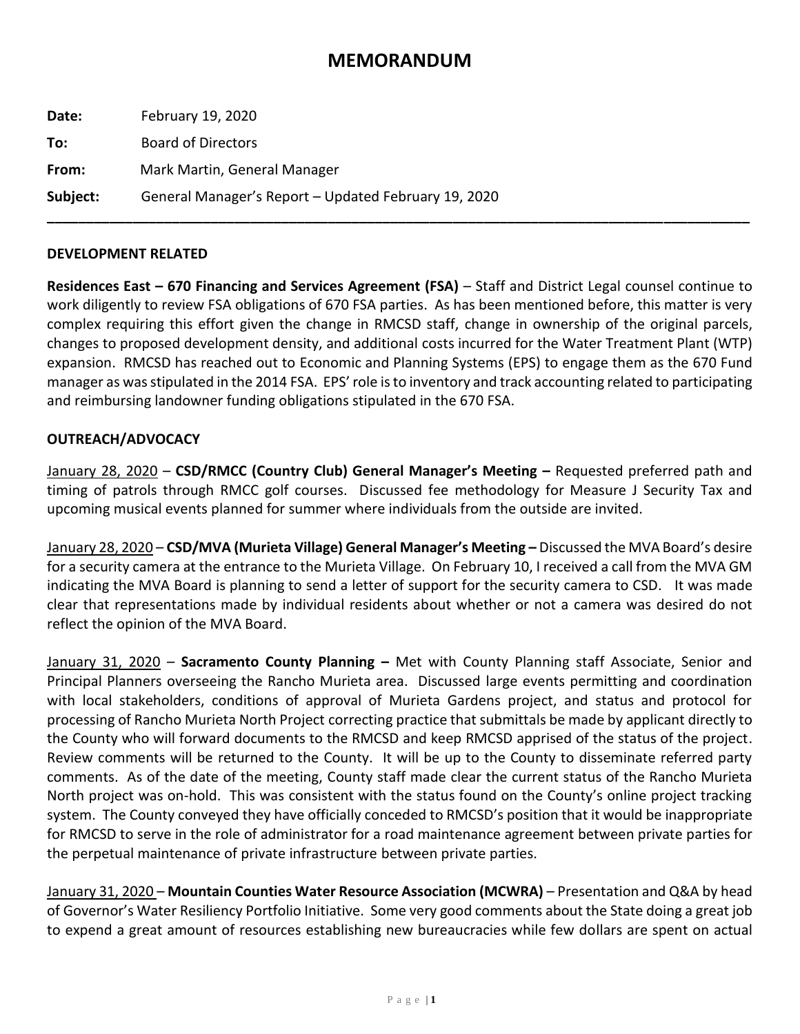# MEMORANDUM

**Date:** February 19, 2020

**To:** Board of Directors

**From:** Mark Martin, General Manager

**Subject:** General Manager's Report – Updated February 19, 2020

---

**DEVELOPMENT RELATED**

**Residences East – 670 Financing and Services Agreement (FSA)** – Staff and District Legal counsel continue to work diligently to review FSA obligations of 670 FSA parties. As has been mentioned before, this matter is very complex requiring this effort given the change in RMCSD staff, change in ownership of the original parcels, changes to proposed development density, and additional costs incurred for the Water Treatment Plant (WTP) expansion. RMCSD has reached out to Economic and Planning Systems (EPS) to engage them as the 670 Fund manager as was stipulated in the 2014 FSA. EPS' role is to inventory and track accounting related to participating and reimbursing landowner funding obligations stipulated in the 670 FSA.

**OUTREACH/ADVOCACY**

January 28, 2020 – **CSD/RMCC (Country Club) General Manager's Meeting –** Requested preferred path and timing of patrols through RMCC golf courses. Discussed fee methodology for Measure J Security Tax and upcoming musical events planned for summer where individuals from the outside are invited.

January 28, 2020 – **CSD/MVA (Murieta Village) General Manager's Meeting –** Discussed the MVA Board's desire for a security camera at the entrance to the Murieta Village. On February 10, I received a call from the MVA GM indicating the MVA Board is planning to send a letter of support for the security camera to CSD. It was made clear that representations made by individual residents about whether or not a camera was desired do not reflect the opinion of the MVA Board.

January 31, 2020 – **Sacramento County Planning –** Met with County Planning staff Associate, Senior and Principal Planners overseeing the Rancho Murieta area. Discussed large events permitting and coordination with local stakeholders, conditions of approval of Murieta Gardens project, and status and protocol for processing of Rancho Murieta North Project correcting practice that submittals be made by applicant directly to the County who will forward documents to the RMCSD and keep RMCSD apprised of the status of the project. Review comments will be returned to the County. It will be up to the County to disseminate referred party comments. As of the date of the meeting, County staff made clear the current status of the Rancho Murieta North project was on-hold. This was consistent with the status found on the County's online project tracking system. The County conveyed they have officially conceded to RMCSD's position that it would be inappropriate for RMCSD to serve in the role of administrator for a road maintenance agreement between private parties for the perpetual maintenance of private infrastructure between private parties.

January 31, 2020 – **Mountain Counties Water Resource Association (MCWRA)** – Presentation and Q&A by head of Governor's Water Resiliency Portfolio Initiative. Some very good comments about the State doing a great job to expend a great amount of resources establishing new bureaucracies while few dollars are spent on actual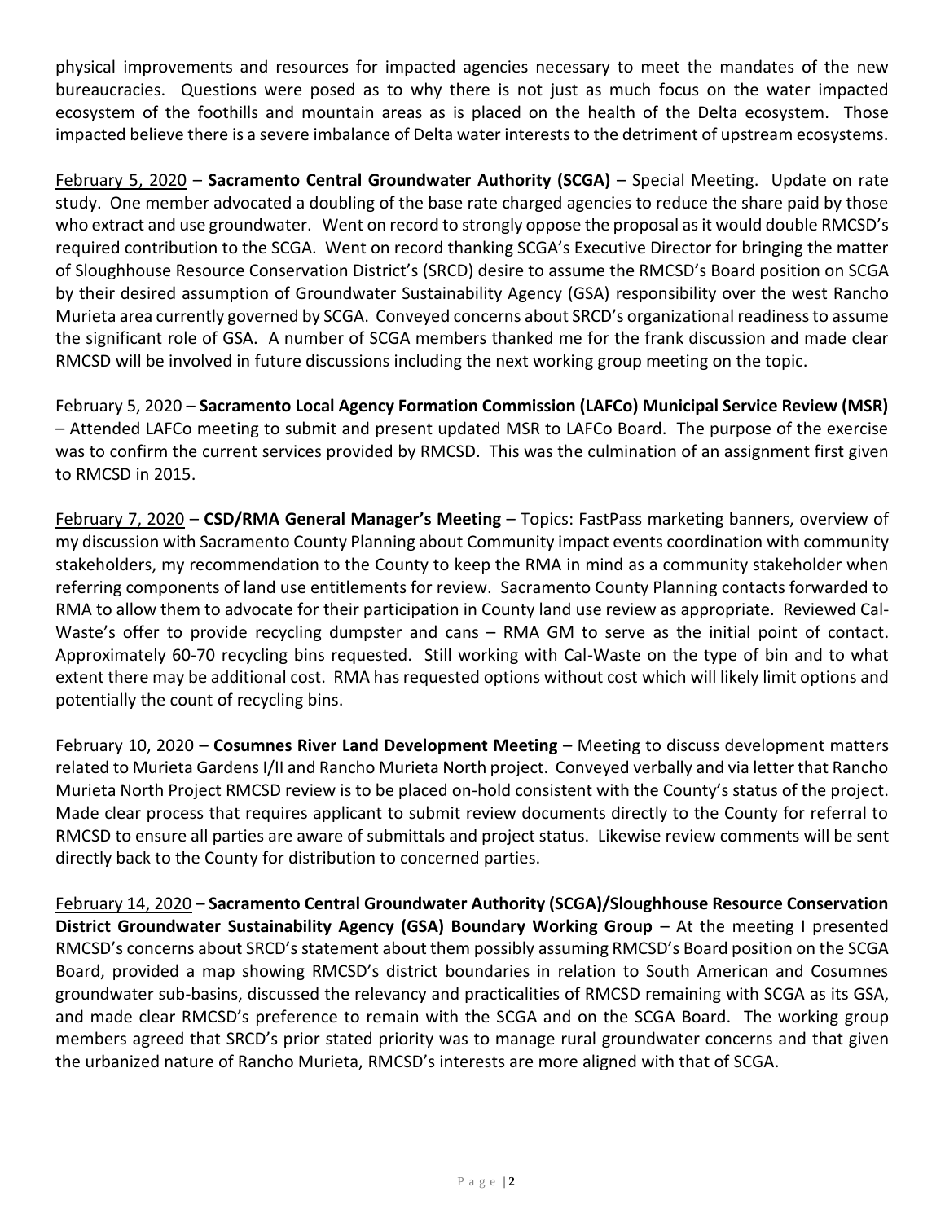physical improvements and resources for impacted agencies necessary to meet the mandates of the new bureaucracies. Questions were posed as to why there is not just as much focus on the water impacted ecosystem of the foothills and mountain areas as is placed on the health of the Delta ecosystem. Those impacted believe there is a severe imbalance of Delta water interests to the detriment of upstream ecosystems.

<u>February 5, 2020</u> – **Sacramento Central Groundwater Authority (SCGA)** – Special Meeting. Update on rate study. One member advocated a doubling of the base rate charged agencies to reduce the share paid by those who extract and use groundwater. Went on record to strongly oppose the proposal as it would double RMCSD's required contribution to the SCGA. Went on record thanking SCGA's Executive Director for bringing the matter of Sloughhouse Resource Conservation District's (SRCD) desire to assume the RMCSD's Board position on SCGA by their desired assumption of Groundwater Sustainability Agency (GSA) responsibility over the west Rancho Murieta area currently governed by SCGA. Conveyed concerns about SRCD's organizational readiness to assume the significant role of GSA. A number of SCGA members thanked me for the frank discussion and made clear RMCSD will be involved in future discussions including the next working group meeting on the topic.

<u>February 5, 2020</u> – **Sacramento Local Agency Formation Commission (LAFCo) Municipal Service Review (MSR)** – Attended LAFCo meeting to submit and present updated MSR to LAFCo Board. The purpose of the exercise was to confirm the current services provided by RMCSD. This was the culmination of an assignment first given to RMCSD in 2015.

<u>February 7, 2020</u> – **CSD/RMA General Manager's Meeting** – Topics: FastPass marketing banners, overview of my discussion with Sacramento County Planning about Community impact events coordination with community stakeholders, my recommendation to the County to keep the RMA in mind as a community stakeholder when referring components of land use entitlements for review. Sacramento County Planning contacts forwarded to RMA to allow them to advocate for their participation in County land use review as appropriate. Reviewed Cal-Waste's offer to provide recycling dumpster and cans – RMA GM to serve as the initial point of contact. Approximately 60-70 recycling bins requested. Still working with Cal-Waste on the type of bin and to what extent there may be additional cost. RMA has requested options without cost which will likely limit options and potentially the count of recycling bins.

<u>February 10, 2020</u> – **Cosumnes River Land Development Meeting** – Meeting to discuss development matters related to Murieta Gardens I/II and Rancho Murieta North project. Conveyed verbally and via letter that Rancho Murieta North Project RMCSD review is to be placed on-hold consistent with the County's status of the project. Made clear process that requires applicant to submit review documents directly to the County for referral to RMCSD to ensure all parties are aware of submittals and project status. Likewise review comments will be sent directly back to the County for distribution to concerned parties.

<u>February 14, 2020</u> – **Sacramento Central Groundwater Authority (SCGA)/Sloughhouse Resource Conservation District Groundwater Sustainability Agency (GSA) Boundary Working Group** – At the meeting I presented RMCSD's concerns about SRCD's statement about them possibly assuming RMCSD's Board position on the SCGA Board, provided a map showing RMCSD's district boundaries in relation to South American and Cosumnes groundwater sub-basins, discussed the relevancy and practicalities of RMCSD remaining with SCGA as its GSA, and made clear RMCSD's preference to remain with the SCGA and on the SCGA Board. The working group members agreed that SRCD's prior stated priority was to manage rural groundwater concerns and that given the urbanized nature of Rancho Murieta, RMCSD's interests are more aligned with that of SCGA.